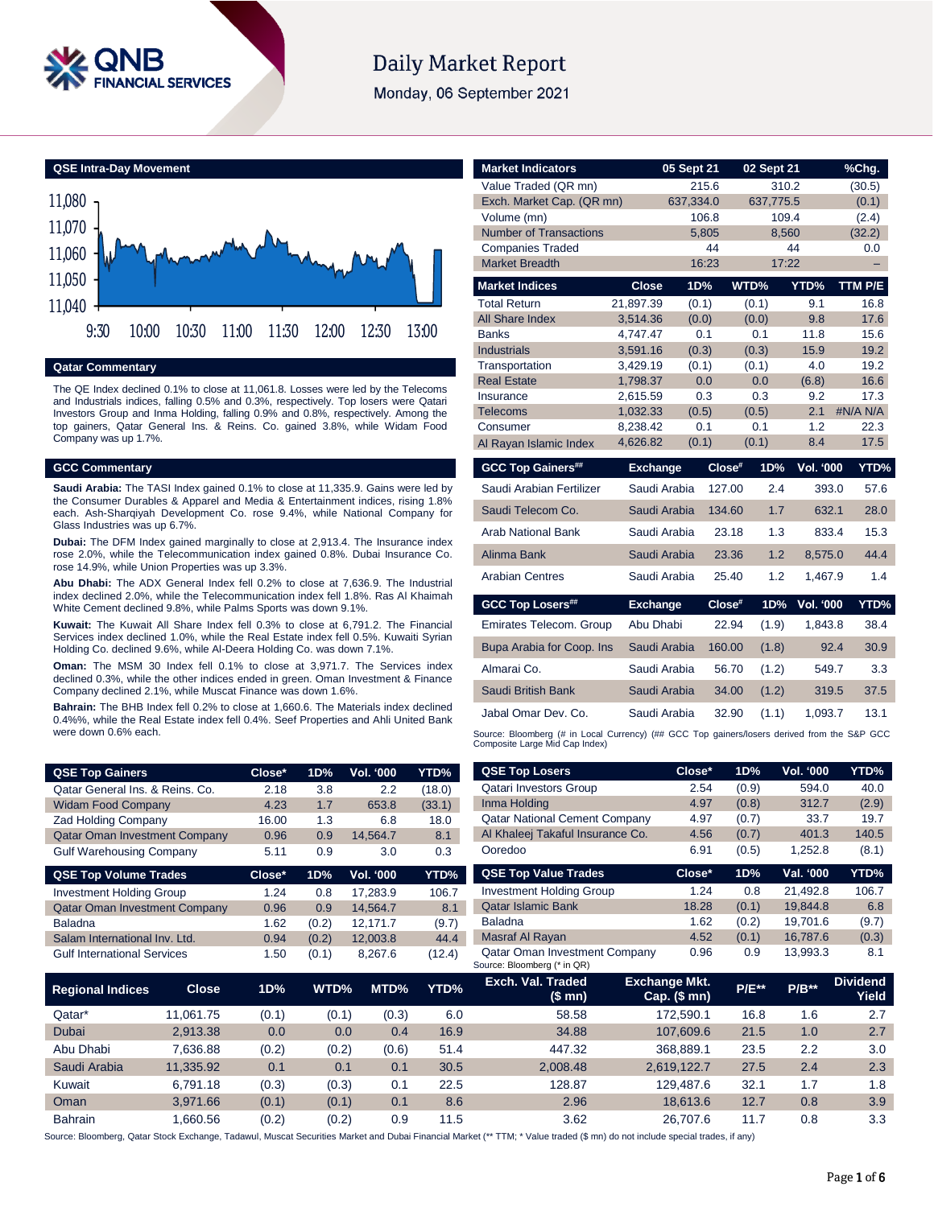# Daily Market Report

Monday, 06 September 2021

## QSE Intra-Day Movement

## Qatar Commentary

The QE Index declined 0.1% to close at 11,061.8. Losses were led by the Telecoms and Industrials indices, falling 0.5% and 0.3%, respectively. Top losers were Qatari Investors Group and Inma Holding, falling 0.9% and 0.8%, respectively. Among the top gainers, Qatar General Ins. & Reins. Co. gained 3.8%, while Widam Food Company was up 1.7%.

## GCC Commentary

**Saudi Arabia:** The TASI Index gained 0.1% to close at 11,335.9. Gains were led by the Consumer Durables & Apparel and Media & Entertainment indices, rising 1.8% each. Ash-Sharqiyah Development Co. rose 9.4%, while National Company for Glass Industries was up 6.7%.

**Dubai:** The DFM Index gained marginally to close at 2,913.4. The Insurance index rose 2.0%, while the Telecommunication index gained 0.8%. Dubai Insurance Co. rose 14.9%, while Union Properties was up 3.3%.

**Abu Dhabi:** The ADX General Index fell 0.2% to close at 7,636.9. The Industrial index declined 2.0%, while the Telecommunication index fell 1.8%. Ras Al Khaimah White Cement declined 9.8%, while Palms Sports was down 9.1%.

**Kuwait:** The Kuwait All Share Index fell 0.3% to close at 6,791.2. The Financial Services index declined 1.0%, while the Real Estate index fell 0.5%. Kuwaiti Syrian Holding Co. declined 9.6%, while Al-Deera Holding Co. was down 7.1%.

**Oman:** The MSM 30 Index fell 0.1% to close at 3,971.7. The Services index declined 0.3%, while the other indices ended in green. Oman Investment & Finance Company declined 2.1%, while Muscat Finance was down 1.6%.

**Bahrain:** The BHB Index fell 0.2% to close at 1,660.6. The Materials index declined 0.4%, while the Real Estate index fell 0.4%. Seef Properties and Ahli United Bank were down 0.6% each.

| Market Indicators | 05 Sept 21 | 02 Sept 21 | %Chg. |
|---|---|---|---|
| Value Traded (QR mn) | 215.6 | 310.2 | (30.5) |
| Exch. Market Cap. (QR mn) | 637,334.0 | 637,775.5 | (0.1) |
| Volume (mn) | 106.8 | 109.4 | (2.4) |
| Number of Transactions | 5,805 | 8,560 | (32.2) |
| Companies Traded | 44 | 44 | 0.0 |
| Market Breadth | 16:23 | 17:22 | – |

| Market Indices | Close | 1D% | WTD% | YTD% | TTM P/E |
|---|---|---|---|---|---|
| Total Return | 21,897.39 | (0.1) | (0.1) | 9.1 | 16.8 |
| All Share Index | 3,514.36 | (0.0) | (0.0) | 9.8 | 17.6 |
| Banks | 4,747.47 | 0.1 | 0.1 | 11.8 | 15.6 |
| Industrials | 3,591.16 | (0.3) | (0.3) | 15.9 | 19.2 |
| Transportation | 3,429.19 | (0.1) | (0.1) | 4.0 | 19.2 |
| Real Estate | 1,798.37 | 0.0 | 0.0 | (6.8) | 16.6 |
| Insurance | 2,615.59 | 0.3 | 0.3 | 9.2 | 17.3 |
| Telecoms | 1,032.33 | (0.5) | (0.5) | 2.1 | #N/A N/A |
| Consumer | 8,238.42 | 0.1 | 0.1 | 1.2 | 22.3 |
| Al Rayan Islamic Index | 4,626.82 | (0.1) | (0.1) | 8.4 | 17.5 |

| GCC Top Gainers## | Exchange | Close# | 1D% | Vol. '000 | YTD% |
|---|---|---|---|---|---|
| Saudi Arabian Fertilizer | Saudi Arabia | 127.00 | 2.4 | 393.0 | 57.6 |
| Saudi Telecom Co. | Saudi Arabia | 134.60 | 1.7 | 632.1 | 28.0 |
| Arab National Bank | Saudi Arabia | 23.18 | 1.3 | 833.4 | 15.3 |
| Alinma Bank | Saudi Arabia | 23.36 | 1.2 | 8,575.0 | 44.4 |
| Arabian Centres | Saudi Arabia | 25.40 | 1.2 | 1,467.9 | 1.4 |

| GCC Top Losers## | Exchange | Close# | 1D% | Vol. '000 | YTD% |
|---|---|---|---|---|---|
| Emirates Telecom. Group | Abu Dhabi | 22.94 | (1.9) | 1,843.8 | 38.4 |
| Bupa Arabia for Coop. Ins | Saudi Arabia | 160.00 | (1.8) | 92.4 | 30.9 |
| Almarai Co. | Saudi Arabia | 56.70 | (1.2) | 549.7 | 3.3 |
| Saudi British Bank | Saudi Arabia | 34.00 | (1.2) | 319.5 | 37.5 |
| Jabal Omar Dev. Co. | Saudi Arabia | 32.90 | (1.1) | 1,093.7 | 13.1 |

Source: Bloomberg (# in Local Currency) (## GCC Top gainers/losers derived from the S&P GCC Composite Large Mid Cap Index)

| QSE Top Gainers | Close* | 1D% | Vol. '000 | YTD% |
|---|---|---|---|---|
| Qatar General Ins. & Reins. Co. | 2.18 | 3.8 | 2.2 | (18.0) |
| Widam Food Company | 4.23 | 1.7 | 653.8 | (33.1) |
| Zad Holding Company | 16.00 | 1.3 | 6.8 | 18.0 |
| Qatar Oman Investment Company | 0.96 | 0.9 | 14,564.7 | 8.1 |
| Gulf Warehousing Company | 5.11 | 0.9 | 3.0 | 0.3 |

| QSE Top Volume Trades | Close* | 1D% | Vol. '000 | YTD% |
|---|---|---|---|---|
| Investment Holding Group | 1.24 | 0.8 | 17,283.9 | 106.7 |
| Qatar Oman Investment Company | 0.96 | 0.9 | 14,564.7 | 8.1 |
| Baladna | 1.62 | (0.2) | 12,171.7 | (9.7) |
| Salam International Inv. Ltd. | 0.94 | (0.2) | 12,003.8 | 44.4 |
| Gulf International Services | 1.50 | (0.1) | 8,267.6 | (12.4) |

| QSE Top Losers | Close* | 1D% | Vol. '000 | YTD% |
|---|---|---|---|---|
| Qatari Investors Group | 2.54 | (0.9) | 594.0 | 40.0 |
| Inma Holding | 4.97 | (0.8) | 312.7 | (2.9) |
| Qatar National Cement Company | 4.97 | (0.7) | 33.7 | 19.7 |
| Al Khaleej Takaful Insurance Co. | 4.56 | (0.7) | 401.3 | 140.5 |
| Ooredoo | 6.91 | (0.5) | 1,252.8 | (8.1) |

| QSE Top Value Trades | Close* | 1D% | Val. '000 | YTD% |
|---|---|---|---|---|
| Investment Holding Group | 1.24 | 0.8 | 21,492.8 | 106.7 |
| Qatar Islamic Bank | 18.28 | (0.1) | 19,844.8 | 6.8 |
| Baladna | 1.62 | (0.2) | 19,701.6 | (9.7) |
| Masraf Al Rayan | 4.52 | (0.1) | 16,787.6 | (0.3) |
| Qatar Oman Investment Company | 0.96 | 0.9 | 13,993.3 | 8.1 |

Source: Bloomberg (* in QR)

| Regional Indices | Close | 1D% | WTD% | MTD% | YTD% | Exch. Val. Traded ($ mn) | Exchange Mkt. Cap. ($ mn) | P/E** | P/B** | Dividend Yield |
|---|---|---|---|---|---|---|---|---|---|---|
| Qatar* | 11,061.75 | (0.1) | (0.1) | (0.3) | 6.0 | 58.58 | 172,590.1 | 16.8 | 1.6 | 2.7 |
| Dubai | 2,913.38 | 0.0 | 0.0 | 0.4 | 16.9 | 34.88 | 107,609.6 | 21.5 | 1.0 | 2.7 |
| Abu Dhabi | 7,636.88 | (0.2) | (0.2) | (0.6) | 51.4 | 447.32 | 368,889.1 | 23.5 | 2.2 | 3.0 |
| Saudi Arabia | 11,335.92 | 0.1 | 0.1 | 0.1 | 30.5 | 2,008.48 | 2,619,122.7 | 27.5 | 2.4 | 2.3 |
| Kuwait | 6,791.18 | (0.3) | (0.3) | 0.1 | 22.5 | 128.87 | 129,487.6 | 32.1 | 1.7 | 1.8 |
| Oman | 3,971.66 | (0.1) | (0.1) | 0.1 | 8.6 | 2.96 | 18,613.6 | 12.7 | 0.8 | 3.9 |
| Bahrain | 1,660.56 | (0.2) | (0.2) | 0.9 | 11.5 | 3.62 | 26,707.6 | 11.7 | 0.8 | 3.3 |

Source: Bloomberg, Qatar Stock Exchange, Tadawul, Muscat Securities Market and Dubai Financial Market (** TTM; * Value traded ($ mn) do not include special trades, if any)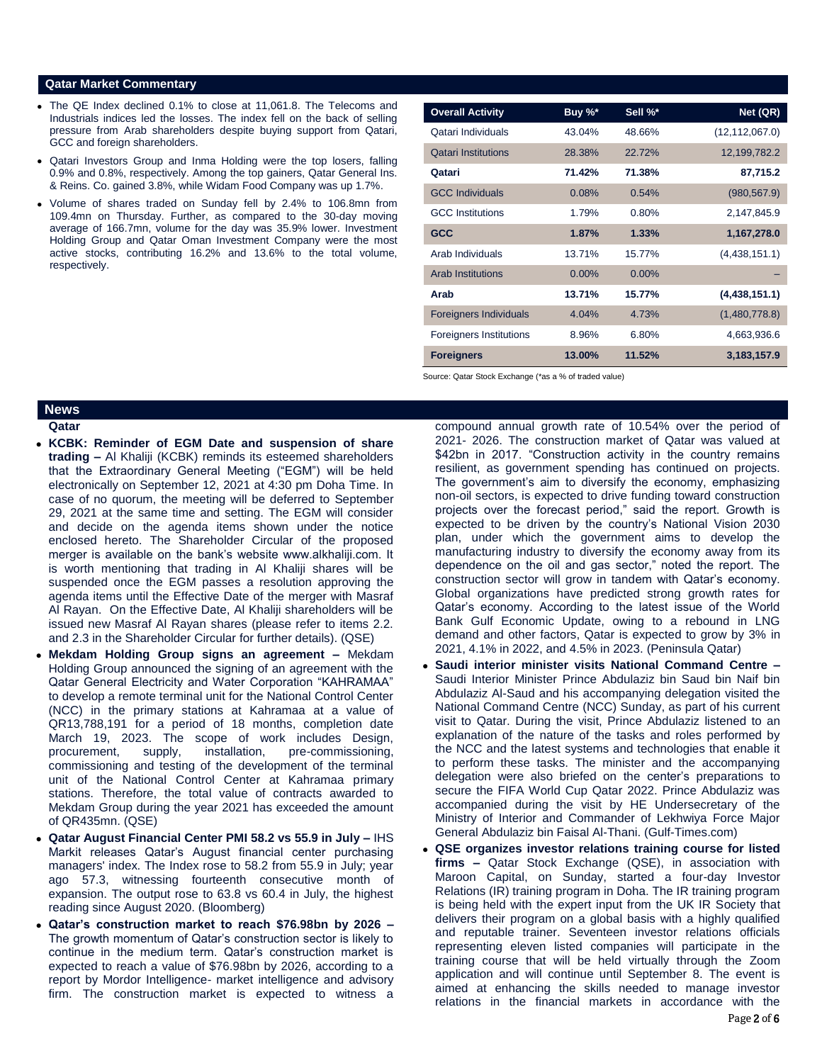## Qatar Market Commentary

- The QE Index declined 0.1% to close at 11,061.8. The Telecoms and Industrials indices led the losses. The index fell on the back of selling pressure from Arab shareholders despite buying support from Qatari, GCC and foreign shareholders.
- Qatari Investors Group and Inma Holding were the top losers, falling 0.9% and 0.8%, respectively. Among the top gainers, Qatar General Ins. & Reins. Co. gained 3.8%, while Widam Food Company was up 1.7%.
- Volume of shares traded on Sunday fell by 2.4% to 106.8mn from 109.4mn on Thursday. Further, as compared to the 30-day moving average of 166.7mn, volume for the day was 35.9% lower. Investment Holding Group and Qatar Oman Investment Company were the most active stocks, contributing 16.2% and 13.6% to the total volume, respectively.

| Overall Activity | Buy %* | Sell %* | Net (QR) |
|---|---|---|---|
| Qatari Individuals | 43.04% | 48.66% | (12,112,067.0) |
| Qatari Institutions | 28.38% | 22.72% | 12,199,782.2 |
| **Qatari** | **71.42%** | **71.38%** | **87,715.2** |
| GCC Individuals | 0.08% | 0.54% | (980,567.9) |
| GCC Institutions | 1.79% | 0.80% | 2,147,845.9 |
| **GCC** | **1.87%** | **1.33%** | **1,167,278.0** |
| Arab Individuals | 13.71% | 15.77% | (4,438,151.1) |
| Arab Institutions | 0.00% | 0.00% | – |
| **Arab** | **13.71%** | **15.77%** | **(4,438,151.1)** |
| Foreigners Individuals | 4.04% | 4.73% | (1,480,778.8) |
| Foreigners Institutions | 8.96% | 6.80% | 4,663,936.6 |
| **Foreigners** | **13.00%** | **11.52%** | **3,183,157.9** |

Source: Qatar Stock Exchange (*as a % of traded value)

## News

### Qatar

- **KCBK: Reminder of EGM Date and suspension of share trading –** Al Khaliji (KCBK) reminds its esteemed shareholders that the Extraordinary General Meeting ("EGM") will be held electronically on September 12, 2021 at 4:30 pm Doha Time. In case of no quorum, the meeting will be deferred to September 29, 2021 at the same time and setting. The EGM will consider and decide on the agenda items shown under the notice enclosed hereto. The Shareholder Circular of the proposed merger is available on the bank's website www.alkhaliji.com. It is worth mentioning that trading in Al Khaliji shares will be suspended once the EGM passes a resolution approving the agenda items until the Effective Date of the merger with Masraf Al Rayan. On the Effective Date, Al Khaliji shareholders will be issued new Masraf Al Rayan shares (please refer to items 2.2. and 2.3 in the Shareholder Circular for further details). (QSE)
- **Mekdam Holding Group signs an agreement –** Mekdam Holding Group announced the signing of an agreement with the Qatar General Electricity and Water Corporation "KAHRAMAA" to develop a remote terminal unit for the National Control Center (NCC) in the primary stations at Kahramaa at a value of QR13,788,191 for a period of 18 months, completion date March 19, 2023. The scope of work includes Design, procurement, supply, installation, pre-commissioning, commissioning and testing of the development of the terminal unit of the National Control Center at Kahramaa primary stations. Therefore, the total value of contracts awarded to Mekdam Group during the year 2021 has exceeded the amount of QR435mn. (QSE)
- **Qatar August Financial Center PMI 58.2 vs 55.9 in July –** IHS Markit releases Qatar's August financial center purchasing managers' index. The Index rose to 58.2 from 55.9 in July; year ago 57.3, witnessing fourteenth consecutive month of expansion. The output rose to 63.8 vs 60.4 in July, the highest reading since August 2020. (Bloomberg)
- **Qatar's construction market to reach $76.98bn by 2026 –** The growth momentum of Qatar's construction sector is likely to continue in the medium term. Qatar's construction market is expected to reach a value of $76.98bn by 2026, according to a report by Mordor Intelligence- market intelligence and advisory firm. The construction market is expected to witness a compound annual growth rate of 10.54% over the period of 2021- 2026. The construction market of Qatar was valued at $42bn in 2017. "Construction activity in the country remains resilient, as government spending has continued on projects. The government's aim to diversify the economy, emphasizing non-oil sectors, is expected to drive funding toward construction projects over the forecast period," said the report. Growth is expected to be driven by the country's National Vision 2030 plan, under which the government aims to develop the manufacturing industry to diversify the economy away from its dependence on the oil and gas sector," noted the report. The construction sector will grow in tandem with Qatar's economy. Global organizations have predicted strong growth rates for Qatar's economy. According to the latest issue of the World Bank Gulf Economic Update, owing to a rebound in LNG demand and other factors, Qatar is expected to grow by 3% in 2021, 4.1% in 2022, and 4.5% in 2023. (Peninsula Qatar)
- **Saudi interior minister visits National Command Centre –** Saudi Interior Minister Prince Abdulaziz bin Saud bin Naif bin Abdulaziz Al-Saud and his accompanying delegation visited the National Command Centre (NCC) Sunday, as part of his current visit to Qatar. During the visit, Prince Abdulaziz listened to an explanation of the nature of the tasks and roles performed by the NCC and the latest systems and technologies that enable it to perform these tasks. The minister and the accompanying delegation were also briefed on the center's preparations to secure the FIFA World Cup Qatar 2022. Prince Abdulaziz was accompanied during the visit by HE Undersecretary of the Ministry of Interior and Commander of Lekhwiya Force Major General Abdulaziz bin Faisal Al-Thani. (Gulf-Times.com)
- **QSE organizes investor relations training course for listed firms –** Qatar Stock Exchange (QSE), in association with Maroon Capital, on Sunday, started a four-day Investor Relations (IR) training program in Doha. The IR training program is being held with the expert input from the UK IR Society that delivers their program on a global basis with a highly qualified and reputable trainer. Seventeen investor relations officials representing eleven listed companies will participate in the training course that will be held virtually through the Zoom application and will continue until September 8. The event is aimed at enhancing the skills needed to manage investor relations in the financial markets in accordance with the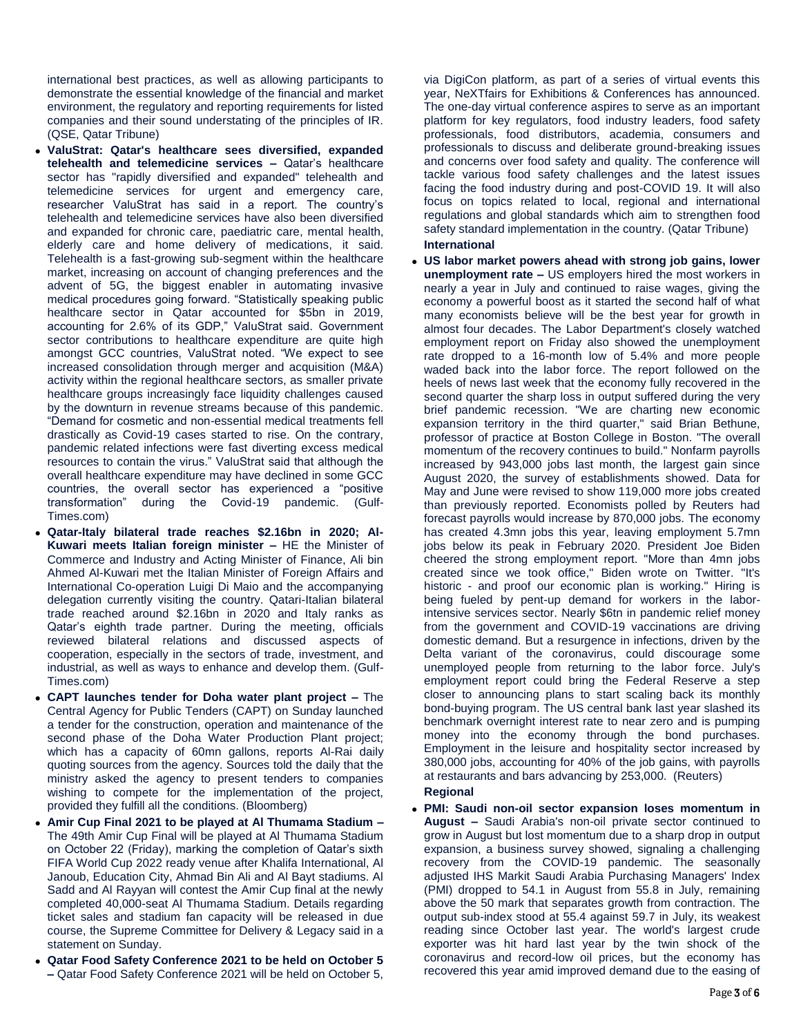international best practices, as well as allowing participants to demonstrate the essential knowledge of the financial and market environment, the regulatory and reporting requirements for listed companies and their sound understating of the principles of IR. (QSE, Qatar Tribune)

- **ValuStrat: Qatar's healthcare sees diversified, expanded telehealth and telemedicine services –** Qatar's healthcare sector has "rapidly diversified and expanded" telehealth and telemedicine services for urgent and emergency care, researcher ValuStrat has said in a report. The country's telehealth and telemedicine services have also been diversified and expanded for chronic care, paediatric care, mental health, elderly care and home delivery of medications, it said. Telehealth is a fast-growing sub-segment within the healthcare market, increasing on account of changing preferences and the advent of 5G, the biggest enabler in automating invasive medical procedures going forward. "Statistically speaking public healthcare sector in Qatar accounted for $5bn in 2019, accounting for 2.6% of its GDP," ValuStrat said. Government sector contributions to healthcare expenditure are quite high amongst GCC countries, ValuStrat noted. "We expect to see increased consolidation through merger and acquisition (M&A) activity within the regional healthcare sectors, as smaller private healthcare groups increasingly face liquidity challenges caused by the downturn in revenue streams because of this pandemic. "Demand for cosmetic and non-essential medical treatments fell drastically as Covid-19 cases started to rise. On the contrary, pandemic related infections were fast diverting excess medical resources to contain the virus." ValuStrat said that although the overall healthcare expenditure may have declined in some GCC countries, the overall sector has experienced a "positive transformation" during the Covid-19 pandemic. (Gulf-Times.com)
- **Qatar-Italy bilateral trade reaches $2.16bn in 2020; Al-Kuwari meets Italian foreign minister –** HE the Minister of Commerce and Industry and Acting Minister of Finance, Ali bin Ahmed Al-Kuwari met the Italian Minister of Foreign Affairs and International Co-operation Luigi Di Maio and the accompanying delegation currently visiting the country. Qatari-Italian bilateral trade reached around $2.16bn in 2020 and Italy ranks as Qatar's eighth trade partner. During the meeting, officials reviewed bilateral relations and discussed aspects of cooperation, especially in the sectors of trade, investment, and industrial, as well as ways to enhance and develop them. (Gulf-Times.com)
- **CAPT launches tender for Doha water plant project –** The Central Agency for Public Tenders (CAPT) on Sunday launched a tender for the construction, operation and maintenance of the second phase of the Doha Water Production Plant project; which has a capacity of 60mn gallons, reports Al-Rai daily quoting sources from the agency. Sources told the daily that the ministry asked the agency to present tenders to companies wishing to compete for the implementation of the project, provided they fulfill all the conditions. (Bloomberg)
- **Amir Cup Final 2021 to be played at Al Thumama Stadium –** The 49th Amir Cup Final will be played at Al Thumama Stadium on October 22 (Friday), marking the completion of Qatar's sixth FIFA World Cup 2022 ready venue after Khalifa International, Al Janoub, Education City, Ahmad Bin Ali and Al Bayt stadiums. Al Sadd and Al Rayyan will contest the Amir Cup final at the newly completed 40,000-seat Al Thumama Stadium. Details regarding ticket sales and stadium fan capacity will be released in due course, the Supreme Committee for Delivery & Legacy said in a statement on Sunday.
- **Qatar Food Safety Conference 2021 to be held on October 5 –** Qatar Food Safety Conference 2021 will be held on October 5, via DigiCon platform, as part of a series of virtual events this year, NeXTfairs for Exhibitions & Conferences has announced. The one-day virtual conference aspires to serve as an important platform for key regulators, food industry leaders, food safety professionals, food distributors, academia, consumers and professionals to discuss and deliberate ground-breaking issues and concerns over food safety and quality. The conference will tackle various food safety challenges and the latest issues facing the food industry during and post-COVID 19. It will also focus on topics related to local, regional and international regulations and global standards which aim to strengthen food safety standard implementation in the country. (Qatar Tribune)

**International**

- **US labor market powers ahead with strong job gains, lower unemployment rate –** US employers hired the most workers in nearly a year in July and continued to raise wages, giving the economy a powerful boost as it started the second half of what many economists believe will be the best year for growth in almost four decades. The Labor Department's closely watched employment report on Friday also showed the unemployment rate dropped to a 16-month low of 5.4% and more people waded back into the labor force. The report followed on the heels of news last week that the economy fully recovered in the second quarter the sharp loss in output suffered during the very brief pandemic recession. "We are charting new economic expansion territory in the third quarter," said Brian Bethune, professor of practice at Boston College in Boston. "The overall momentum of the recovery continues to build." Nonfarm payrolls increased by 943,000 jobs last month, the largest gain since August 2020, the survey of establishments showed. Data for May and June were revised to show 119,000 more jobs created than previously reported. Economists polled by Reuters had forecast payrolls would increase by 870,000 jobs. The economy has created 4.3mn jobs this year, leaving employment 5.7mn jobs below its peak in February 2020. President Joe Biden cheered the strong employment report. "More than 4mn jobs created since we took office," Biden wrote on Twitter. "It's historic - and proof our economic plan is working." Hiring is being fueled by pent-up demand for workers in the labor-intensive services sector. Nearly $6tn in pandemic relief money from the government and COVID-19 vaccinations are driving domestic demand. But a resurgence in infections, driven by the Delta variant of the coronavirus, could discourage some unemployed people from returning to the labor force. July's employment report could bring the Federal Reserve a step closer to announcing plans to start scaling back its monthly bond-buying program. The US central bank last year slashed its benchmark overnight interest rate to near zero and is pumping money into the economy through the bond purchases. Employment in the leisure and hospitality sector increased by 380,000 jobs, accounting for 40% of the job gains, with payrolls at restaurants and bars advancing by 253,000. (Reuters)

**Regional**

- **PMI: Saudi non-oil sector expansion loses momentum in August –** Saudi Arabia's non-oil private sector continued to grow in August but lost momentum due to a sharp drop in output expansion, a business survey showed, signaling a challenging recovery from the COVID-19 pandemic. The seasonally adjusted IHS Markit Saudi Arabia Purchasing Managers' Index (PMI) dropped to 54.1 in August from 55.8 in July, remaining above the 50 mark that separates growth from contraction. The output sub-index stood at 55.4 against 59.7 in July, its weakest reading since October last year. The world's largest crude exporter was hit hard last year by the twin shock of the coronavirus and record-low oil prices, but the economy has recovered this year amid improved demand due to the easing of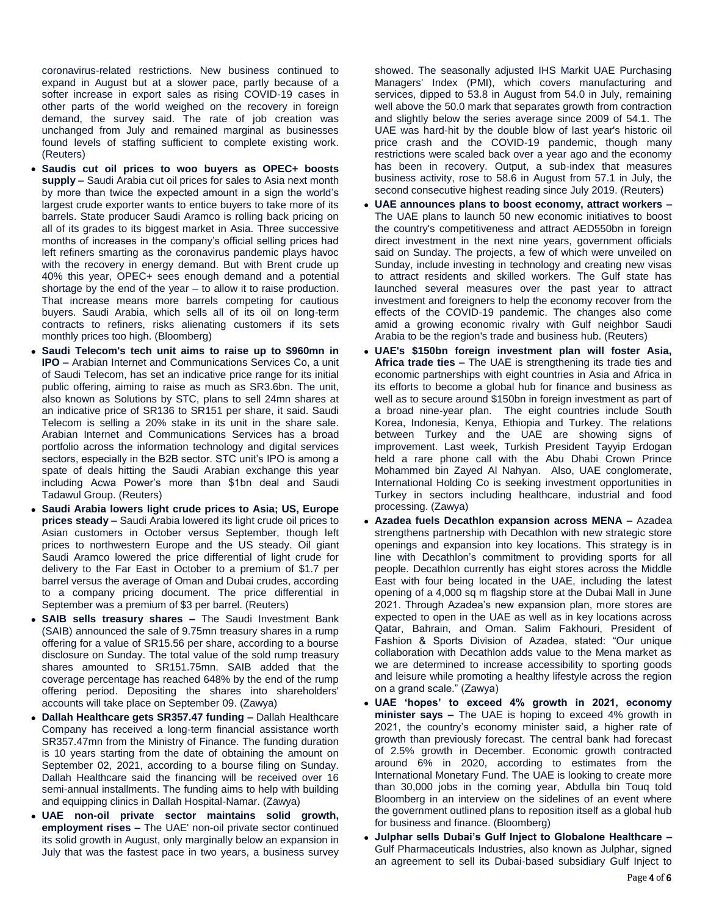coronavirus-related restrictions. New business continued to expand in August but at a slower pace, partly because of a softer increase in export sales as rising COVID-19 cases in other parts of the world weighed on the recovery in foreign demand, the survey said. The rate of job creation was unchanged from July and remained marginal as businesses found levels of staffing sufficient to complete existing work. (Reuters)

- **Saudis cut oil prices to woo buyers as OPEC+ boosts supply –** Saudi Arabia cut oil prices for sales to Asia next month by more than twice the expected amount in a sign the world's largest crude exporter wants to entice buyers to take more of its barrels. State producer Saudi Aramco is rolling back pricing on all of its grades to its biggest market in Asia. Three successive months of increases in the company's official selling prices had left refiners smarting as the coronavirus pandemic plays havoc with the recovery in energy demand. But with Brent crude up 40% this year, OPEC+ sees enough demand and a potential shortage by the end of the year – to allow it to raise production. That increase means more barrels competing for cautious buyers. Saudi Arabia, which sells all of its oil on long-term contracts to refiners, risks alienating customers if its sets monthly prices too high. (Bloomberg)
- **Saudi Telecom's tech unit aims to raise up to $960mn in IPO –** Arabian Internet and Communications Services Co, a unit of Saudi Telecom, has set an indicative price range for its initial public offering, aiming to raise as much as SR3.6bn. The unit, also known as Solutions by STC, plans to sell 24mn shares at an indicative price of SR136 to SR151 per share, it said. Saudi Telecom is selling a 20% stake in its unit in the share sale. Arabian Internet and Communications Services has a broad portfolio across the information technology and digital services sectors, especially in the B2B sector. STC unit's IPO is among a spate of deals hitting the Saudi Arabian exchange this year including Acwa Power's more than $1bn deal and Saudi Tadawul Group. (Reuters)
- **Saudi Arabia lowers light crude prices to Asia; US, Europe prices steady –** Saudi Arabia lowered its light crude oil prices to Asian customers in October versus September, though left prices to northwestern Europe and the US steady. Oil giant Saudi Aramco lowered the price differential of light crude for delivery to the Far East in October to a premium of $1.7 per barrel versus the average of Oman and Dubai crudes, according to a company pricing document. The price differential in September was a premium of $3 per barrel. (Reuters)
- **SAIB sells treasury shares –** The Saudi Investment Bank (SAIB) announced the sale of 9.75mn treasury shares in a rump offering for a value of SR15.56 per share, according to a bourse disclosure on Sunday. The total value of the sold rump treasury shares amounted to SR151.75mn. SAIB added that the coverage percentage has reached 648% by the end of the rump offering period. Depositing the shares into shareholders' accounts will take place on September 09. (Zawya)
- **Dallah Healthcare gets SR357.47 funding –** Dallah Healthcare Company has received a long-term financial assistance worth SR357.47mn from the Ministry of Finance. The funding duration is 10 years starting from the date of obtaining the amount on September 02, 2021, according to a bourse filing on Sunday. Dallah Healthcare said the financing will be received over 16 semi-annual installments. The funding aims to help with building and equipping clinics in Dallah Hospital-Namar. (Zawya)
- **UAE non-oil private sector maintains solid growth, employment rises –** The UAE' non-oil private sector continued its solid growth in August, only marginally below an expansion in July that was the fastest pace in two years, a business survey showed. The seasonally adjusted IHS Markit UAE Purchasing Managers' Index (PMI), which covers manufacturing and services, dipped to 53.8 in August from 54.0 in July, remaining well above the 50.0 mark that separates growth from contraction and slightly below the series average since 2009 of 54.1. The UAE was hard-hit by the double blow of last year's historic oil price crash and the COVID-19 pandemic, though many restrictions were scaled back over a year ago and the economy has been in recovery. Output, a sub-index that measures business activity, rose to 58.6 in August from 57.1 in July, the second consecutive highest reading since July 2019. (Reuters)
- **UAE announces plans to boost economy, attract workers –** The UAE plans to launch 50 new economic initiatives to boost the country's competitiveness and attract AED550bn in foreign direct investment in the next nine years, government officials said on Sunday. The projects, a few of which were unveiled on Sunday, include investing in technology and creating new visas to attract residents and skilled workers. The Gulf state has launched several measures over the past year to attract investment and foreigners to help the economy recover from the effects of the COVID-19 pandemic. The changes also come amid a growing economic rivalry with Gulf neighbor Saudi Arabia to be the region's trade and business hub. (Reuters)
- **UAE's $150bn foreign investment plan will foster Asia, Africa trade ties –** The UAE is strengthening its trade ties and economic partnerships with eight countries in Asia and Africa in its efforts to become a global hub for finance and business as well as to secure around $150bn in foreign investment as part of a broad nine-year plan. The eight countries include South Korea, Indonesia, Kenya, Ethiopia and Turkey. The relations between Turkey and the UAE are showing signs of improvement. Last week, Turkish President Tayyip Erdogan held a rare phone call with the Abu Dhabi Crown Prince Mohammed bin Zayed Al Nahyan. Also, UAE conglomerate, International Holding Co is seeking investment opportunities in Turkey in sectors including healthcare, industrial and food processing. (Zawya)
- **Azadea fuels Decathlon expansion across MENA –** Azadea strengthens partnership with Decathlon with new strategic store openings and expansion into key locations. This strategy is in line with Decathlon's commitment to providing sports for all people. Decathlon currently has eight stores across the Middle East with four being located in the UAE, including the latest opening of a 4,000 sq m flagship store at the Dubai Mall in June 2021. Through Azadea's new expansion plan, more stores are expected to open in the UAE as well as in key locations across Qatar, Bahrain, and Oman. Salim Fakhouri, President of Fashion & Sports Division of Azadea, stated: "Our unique collaboration with Decathlon adds value to the Mena market as we are determined to increase accessibility to sporting goods and leisure while promoting a healthy lifestyle across the region on a grand scale." (Zawya)
- **UAE 'hopes' to exceed 4% growth in 2021, economy minister says –** The UAE is hoping to exceed 4% growth in 2021, the country's economy minister said, a higher rate of growth than previously forecast. The central bank had forecast of 2.5% growth in December. Economic growth contracted around 6% in 2020, according to estimates from the International Monetary Fund. The UAE is looking to create more than 30,000 jobs in the coming year, Abdulla bin Touq told Bloomberg in an interview on the sidelines of an event where the government outlined plans to reposition itself as a global hub for business and finance. (Bloomberg)
- **Julphar sells Dubai's Gulf Inject to Globalone Healthcare –** Gulf Pharmaceuticals Industries, also known as Julphar, signed an agreement to sell its Dubai-based subsidiary Gulf Inject to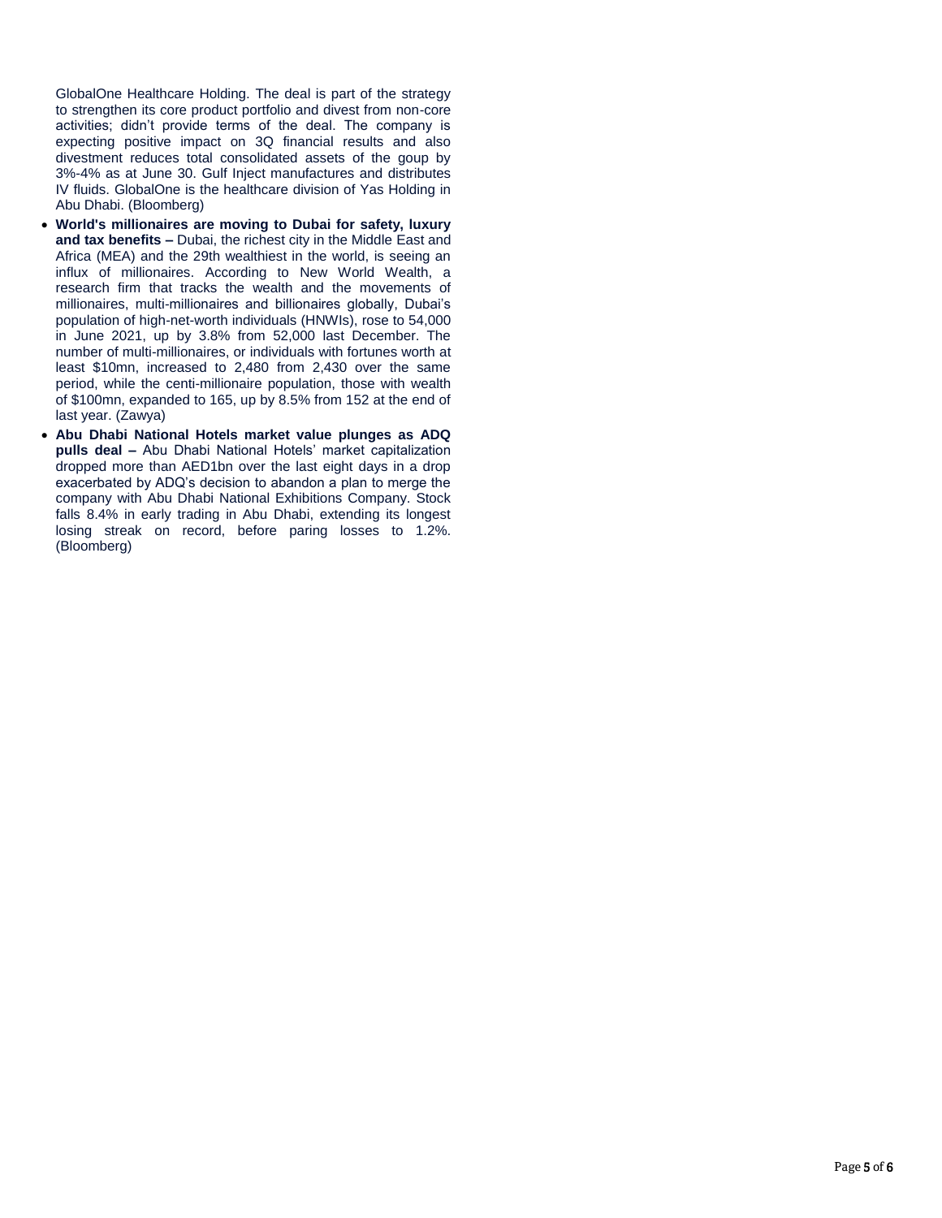GlobalOne Healthcare Holding. The deal is part of the strategy to strengthen its core product portfolio and divest from non-core activities; didn't provide terms of the deal. The company is expecting positive impact on 3Q financial results and also divestment reduces total consolidated assets of the goup by 3%-4% as at June 30. Gulf Inject manufactures and distributes IV fluids. GlobalOne is the healthcare division of Yas Holding in Abu Dhabi. (Bloomberg)

- **World's millionaires are moving to Dubai for safety, luxury and tax benefits –** Dubai, the richest city in the Middle East and Africa (MEA) and the 29th wealthiest in the world, is seeing an influx of millionaires. According to New World Wealth, a research firm that tracks the wealth and the movements of millionaires, multi-millionaires and billionaires globally, Dubai's population of high-net-worth individuals (HNWIs), rose to 54,000 in June 2021, up by 3.8% from 52,000 last December. The number of multi-millionaires, or individuals with fortunes worth at least $10mn, increased to 2,480 from 2,430 over the same period, while the centi-millionaire population, those with wealth of $100mn, expanded to 165, up by 8.5% from 152 at the end of last year. (Zawya)
- **Abu Dhabi National Hotels market value plunges as ADQ pulls deal –** Abu Dhabi National Hotels' market capitalization dropped more than AED1bn over the last eight days in a drop exacerbated by ADQ's decision to abandon a plan to merge the company with Abu Dhabi National Exhibitions Company. Stock falls 8.4% in early trading in Abu Dhabi, extending its longest losing streak on record, before paring losses to 1.2%. (Bloomberg)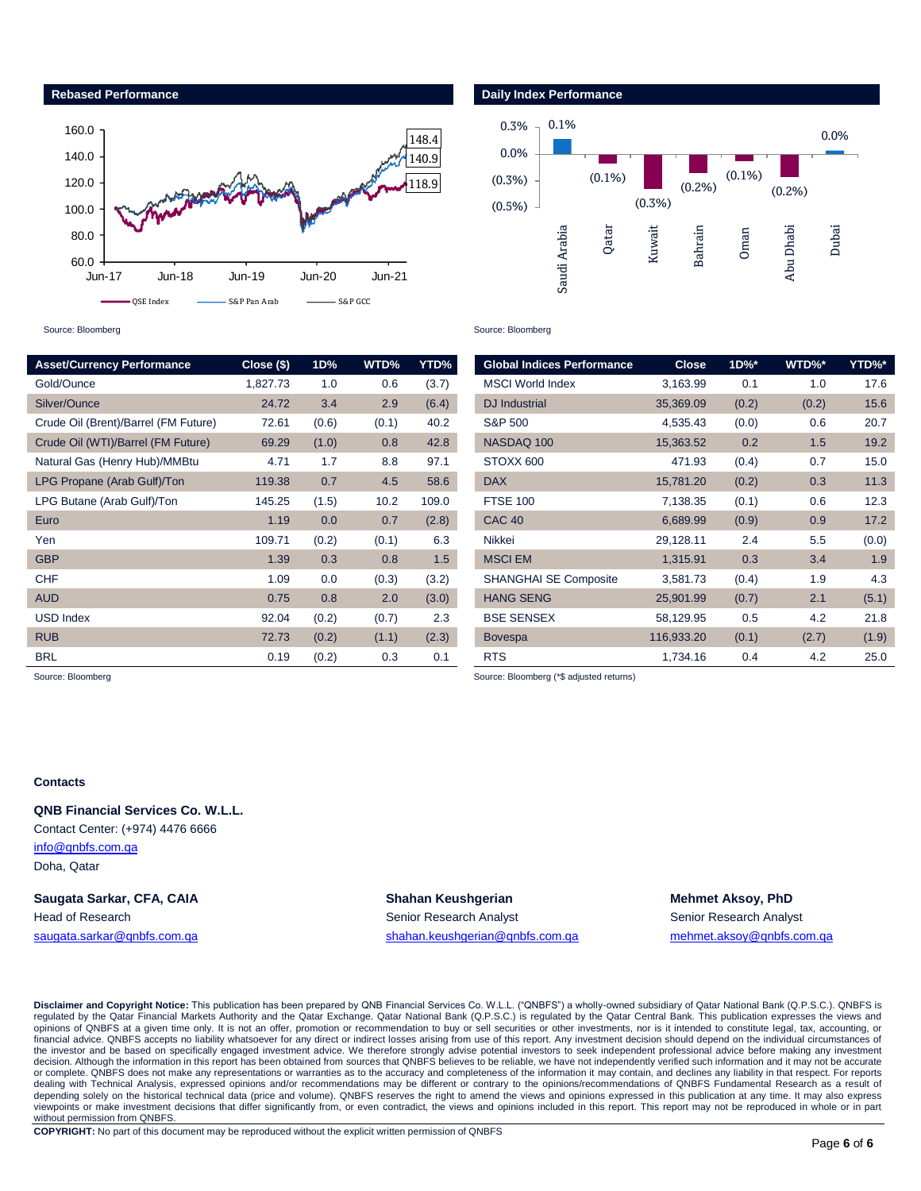**Rebased Performance**

160.0
140.0
120.0
100.0
80.0
60.0
Jun-17 Jun-18 Jun-19 Jun-20 Jun-21
148.4
140.9
118.9
QSE Index S&P Pan Arab S&P GCC

Source: Bloomberg

**Daily Index Performance**

0.3% 0.0% (0.3%) (0.5%)
Saudi Arabia 0.1%
Qatar (0.1%)
Kuwait (0.3%)
Bahrain (0.2%)
Oman (0.1%)
Abu Dhabi (0.2%)
Dubai 0.0%

Source: Bloomberg

| Asset/Currency Performance | Close ($) | 1D% | WTD% | YTD% |
|---|---|---|---|---|
| Gold/Ounce | 1,827.73 | 1.0 | 0.6 | (3.7) |
| Silver/Ounce | 24.72 | 3.4 | 2.9 | (6.4) |
| Crude Oil (Brent)/Barrel (FM Future) | 72.61 | (0.6) | (0.1) | 40.2 |
| Crude Oil (WTI)/Barrel (FM Future) | 69.29 | (1.0) | 0.8 | 42.8 |
| Natural Gas (Henry Hub)/MMBtu | 4.71 | 1.7 | 8.8 | 97.1 |
| LPG Propane (Arab Gulf)/Ton | 119.38 | 0.7 | 4.5 | 58.6 |
| LPG Butane (Arab Gulf)/Ton | 145.25 | (1.5) | 10.2 | 109.0 |
| Euro | 1.19 | 0.0 | 0.7 | (2.8) |
| Yen | 109.71 | (0.2) | (0.1) | 6.3 |
| GBP | 1.39 | 0.3 | 0.8 | 1.5 |
| CHF | 1.09 | 0.0 | (0.3) | (3.2) |
| AUD | 0.75 | 0.8 | 2.0 | (3.0) |
| USD Index | 92.04 | (0.2) | (0.7) | 2.3 |
| RUB | 72.73 | (0.2) | (1.1) | (2.3) |
| BRL | 0.19 | (0.2) | 0.3 | 0.1 |

Source: Bloomberg

| Global Indices Performance | Close | 1D%* | WTD%* | YTD%* |
|---|---|---|---|---|
| MSCI World Index | 3,163.99 | 0.1 | 1.0 | 17.6 |
| DJ Industrial | 35,369.09 | (0.2) | (0.2) | 15.6 |
| S&P 500 | 4,535.43 | (0.0) | 0.6 | 20.7 |
| NASDAQ 100 | 15,363.52 | 0.2 | 1.5 | 19.2 |
| STOXX 600 | 471.93 | (0.4) | 0.7 | 15.0 |
| DAX | 15,781.20 | (0.2) | 0.3 | 11.3 |
| FTSE 100 | 7,138.35 | (0.1) | 0.6 | 12.3 |
| CAC 40 | 6,689.99 | (0.9) | 0.9 | 17.2 |
| Nikkei | 29,128.11 | 2.4 | 5.5 | (0.0) |
| MSCI EM | 1,315.91 | 0.3 | 3.4 | 1.9 |
| SHANGHAI SE Composite | 3,581.73 | (0.4) | 1.9 | 4.3 |
| HANG SENG | 25,901.99 | (0.7) | 2.1 | (5.1) |
| BSE SENSEX | 58,129.95 | 0.5 | 4.2 | 21.8 |
| Bovespa | 116,933.20 | (0.1) | (2.7) | (1.9) |
| RTS | 1,734.16 | 0.4 | 4.2 | 25.0 |

Source: Bloomberg (*$ adjusted returns)

**Contacts**

**QNB Financial Services Co. W.L.L.**
Contact Center: (+974) 4476 6666
info@qnbfs.com.qa
Doha, Qatar

**Saugata Sarkar, CFA, CAIA**
Head of Research
saugata.sarkar@qnbfs.com.qa

**Shahan Keushgerian**
Senior Research Analyst
shahan.keushgerian@qnbfs.com.qa

**Mehmet Aksoy, PhD**
Senior Research Analyst
mehmet.aksoy@qnbfs.com.qa

**Disclaimer and Copyright Notice:** This publication has been prepared by QNB Financial Services Co. W.L.L. ("QNBFS") a wholly-owned subsidiary of Qatar National Bank (Q.P.S.C.). QNBFS is regulated by the Qatar Financial Markets Authority and the Qatar Exchange. Qatar National Bank (Q.P.S.C.) is regulated by the Qatar Central Bank. This publication expresses the views and opinions of QNBFS at a given time only. It is not an offer, promotion or recommendation to buy or sell securities or other investments, nor is it intended to constitute legal, tax, accounting, or financial advice. QNBFS accepts no liability whatsoever for any direct or indirect losses arising from use of this report. Any investment decision should depend on the individual circumstances of the investor and be based on specifically engaged investment advice. We therefore strongly advise potential investors to seek independent professional advice before making any investment decision. Although the information in this report has been obtained from sources that QNBFS believes to be reliable, we have not independently verified such information and it may not be accurate or complete. QNBFS does not make any representations or warranties as to the accuracy and completeness of the information it may contain, and declines any liability in that respect. For reports dealing with Technical Analysis, expressed opinions and/or recommendations may be different or contrary to the opinions/recommendations of QNBFS Fundamental Research as a result of depending solely on the historical technical data (price and volume). QNBFS reserves the right to amend the views and opinions expressed in this publication at any time. It may also express viewpoints or make investment decisions that differ significantly from, or even contradict, the views and opinions included in this report. This report may not be reproduced in whole or in part without permission from QNBFS.

**COPYRIGHT:** No part of this document may be reproduced without the explicit written permission of QNBFS.